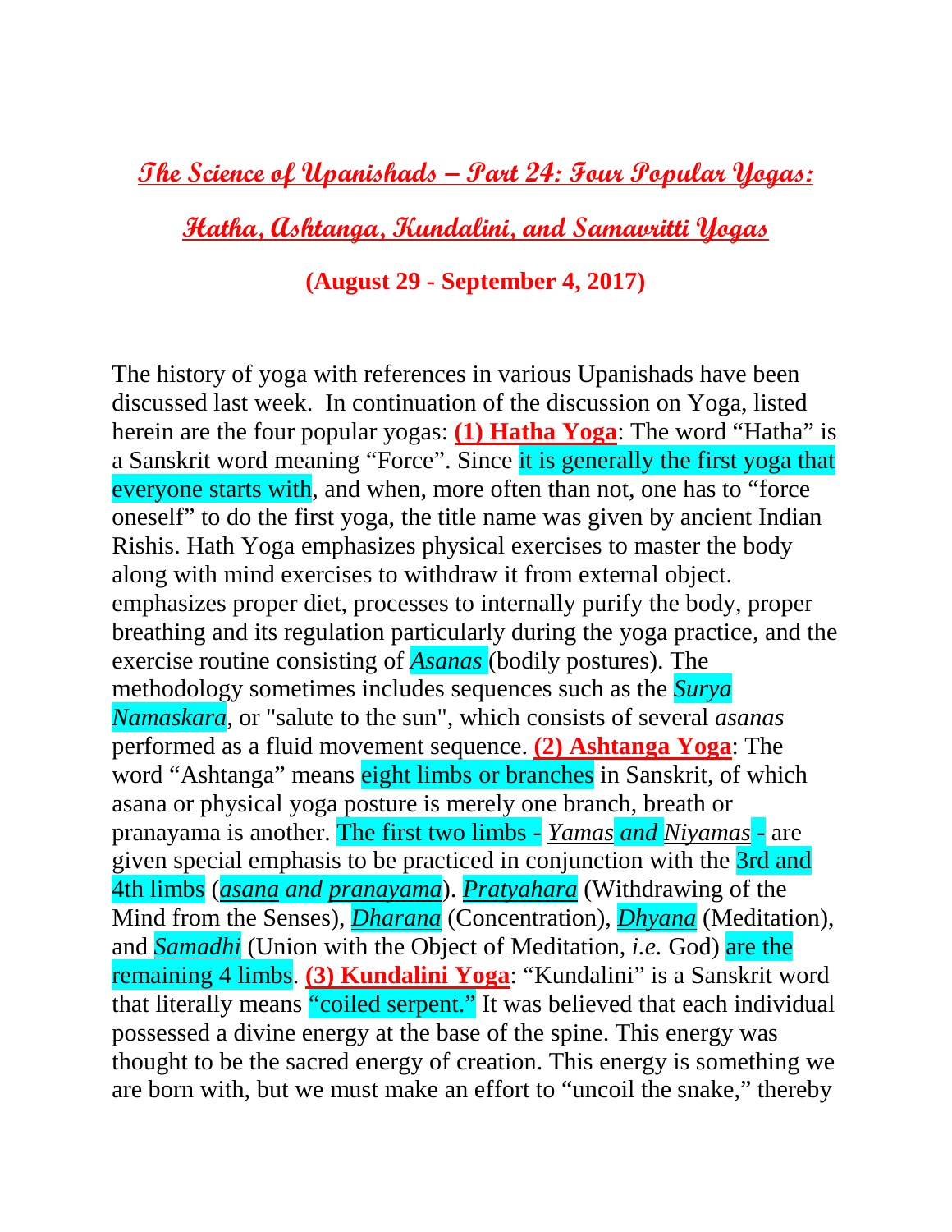# The Science of Upanishads – Part 24: Four Popular Yogas: Hatha, Ashtanga, Kundalini, and Samavritti Yogas

**(August 29 - September 4, 2017)**

The history of yoga with references in various Upanishads have been discussed last week. In continuation of the discussion on Yoga, listed herein are the four popular yogas: **(1) Hatha Yoga**: The word "Hatha" is a Sanskrit word meaning "Force". Since it is generally the first yoga that everyone starts with, and when, more often than not, one has to "force oneself" to do the first yoga, the title name was given by ancient Indian Rishis. Hath Yoga emphasizes physical exercises to master the body along with mind exercises to withdraw it from external object. emphasizes proper diet, processes to internally purify the body, proper breathing and its regulation particularly during the yoga practice, and the exercise routine consisting of *Asanas* (bodily postures). The methodology sometimes includes sequences such as the *Surya Namaskara*, or "salute to the sun", which consists of several *asanas* performed as a fluid movement sequence. **(2) Ashtanga Yoga**: The word "Ashtanga" means eight limbs or branches in Sanskrit, of which asana or physical yoga posture is merely one branch, breath or pranayama is another. The first two limbs - *Yamas and Niyamas* - are given special emphasis to be practiced in conjunction with the 3rd and 4th limbs (*asana and pranayama*). *Pratyahara* (Withdrawing of the Mind from the Senses), *Dharana* (Concentration), *Dhyana* (Meditation), and *Samadhi* (Union with the Object of Meditation, *i.e.* God) are the remaining 4 limbs. **(3) Kundalini Yoga**: "Kundalini" is a Sanskrit word that literally means "coiled serpent." It was believed that each individual possessed a divine energy at the base of the spine. This energy was thought to be the sacred energy of creation. This energy is something we are born with, but we must make an effort to "uncoil the snake," thereby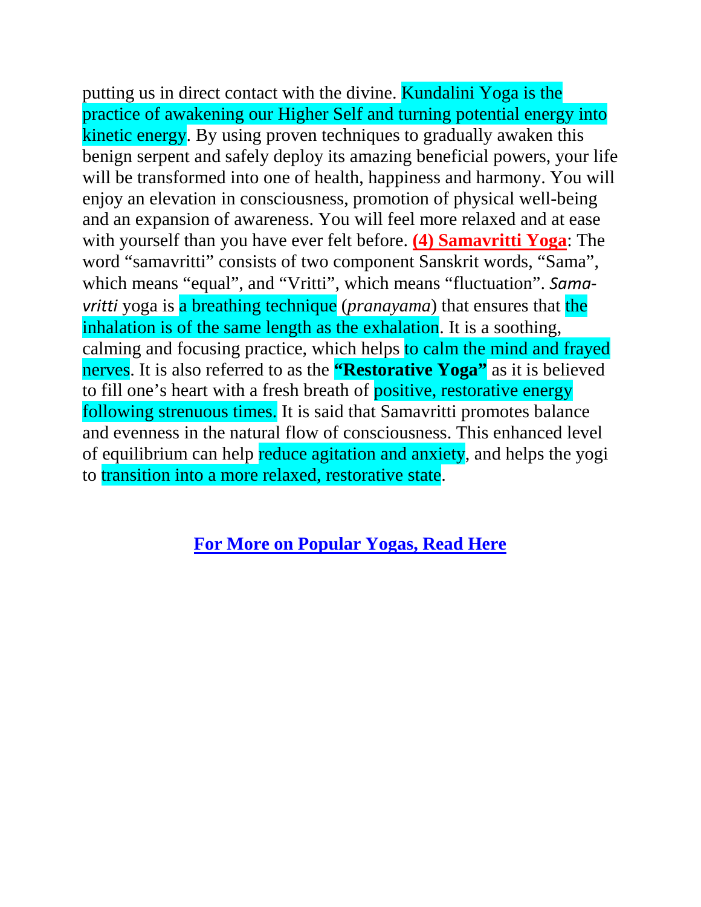putting us in direct contact with the divine. Kundalini Yoga is the practice of awakening our Higher Self and turning potential energy into kinetic energy. By using proven techniques to gradually awaken this benign serpent and safely deploy its amazing beneficial powers, your life will be transformed into one of health, happiness and harmony. You will enjoy an elevation in consciousness, promotion of physical well-being and an expansion of awareness. You will feel more relaxed and at ease with yourself than you have ever felt before. **(4) Samavritti Yoga**: The word "samavritti" consists of two component Sanskrit words, "Sama", which means "equal", and "Vritti", which means "fluctuation". *Sama-vritti* yoga is a breathing technique (*pranayama*) that ensures that the inhalation is of the same length as the exhalation. It is a soothing, calming and focusing practice, which helps to calm the mind and frayed nerves. It is also referred to as the **"Restorative Yoga"** as it is believed to fill one's heart with a fresh breath of positive, restorative energy following strenuous times. It is said that Samavritti promotes balance and evenness in the natural flow of consciousness. This enhanced level of equilibrium can help reduce agitation and anxiety, and helps the yogi to transition into a more relaxed, restorative state.

**For More on Popular Yogas, Read Here**